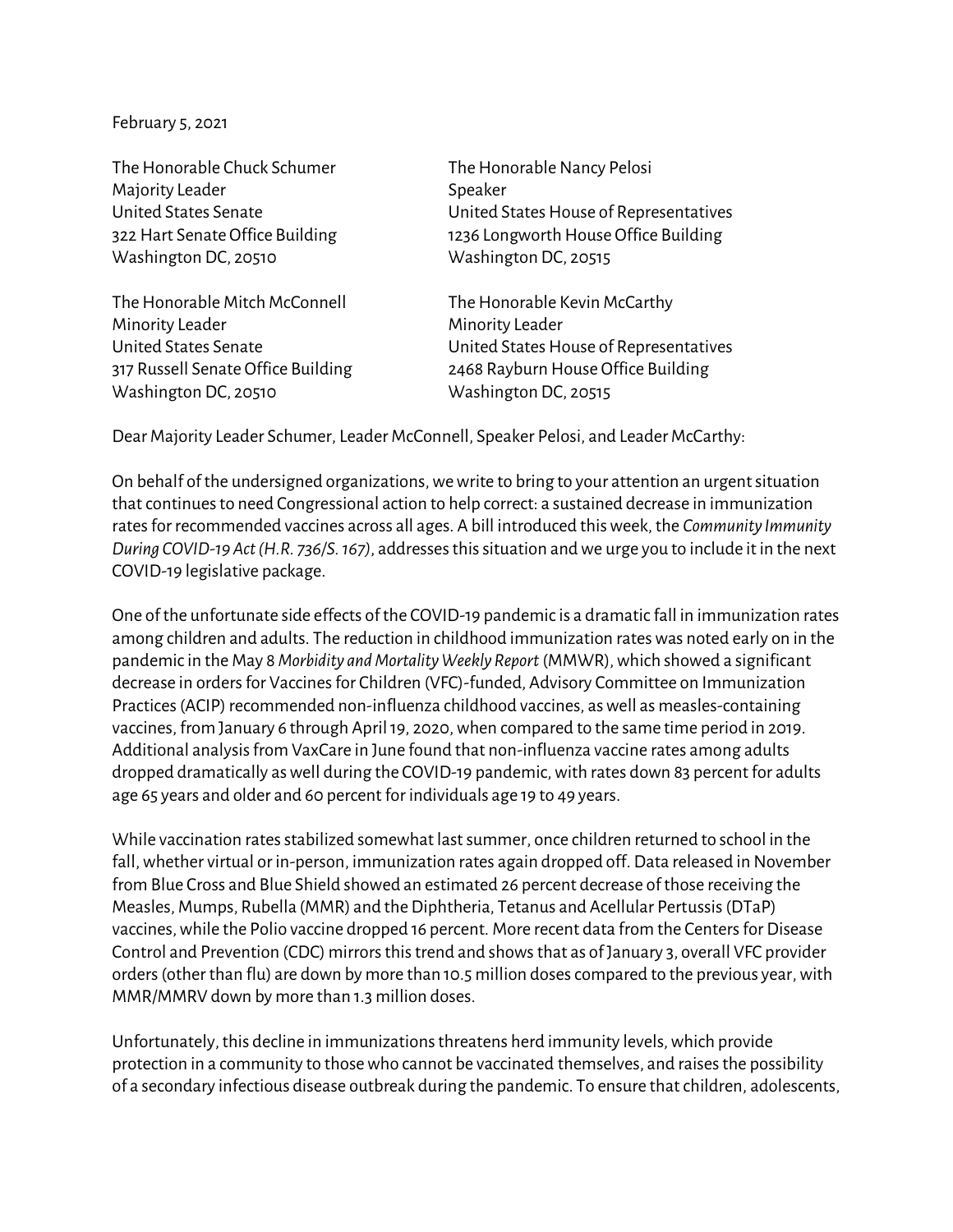February 5, 2021

The Honorable Chuck Schumer
Majority Leader
United States Senate
322 Hart Senate Office Building
Washington DC, 20510

The Honorable Nancy Pelosi
Speaker
United States House of Representatives
1236 Longworth House Office Building
Washington DC, 20515

The Honorable Mitch McConnell
Minority Leader
United States Senate
317 Russell Senate Office Building
Washington DC, 20510

The Honorable Kevin McCarthy
Minority Leader
United States House of Representatives
2468 Rayburn House Office Building
Washington DC, 20515

Dear Majority Leader Schumer, Leader McConnell, Speaker Pelosi, and Leader McCarthy:

On behalf of the undersigned organizations, we write to bring to your attention an urgent situation that continues to need Congressional action to help correct: a sustained decrease in immunization rates for recommended vaccines across all ages. A bill introduced this week, the *Community Immunity During COVID-19 Act (H.R. 736/S. 167)*, addresses this situation and we urge you to include it in the next COVID-19 legislative package.

One of the unfortunate side effects of the COVID-19 pandemic is a dramatic fall in immunization rates among children and adults. The reduction in childhood immunization rates was noted early on in the pandemic in the May 8 *Morbidity and Mortality Weekly Report* (MMWR), which showed a significant decrease in orders for Vaccines for Children (VFC)-funded, Advisory Committee on Immunization Practices (ACIP) recommended non-influenza childhood vaccines, as well as measles-containing vaccines, from January 6 through April 19, 2020, when compared to the same time period in 2019. Additional analysis from VaxCare in June found that non-influenza vaccine rates among adults dropped dramatically as well during the COVID-19 pandemic, with rates down 83 percent for adults age 65 years and older and 60 percent for individuals age 19 to 49 years.

While vaccination rates stabilized somewhat last summer, once children returned to school in the fall, whether virtual or in-person, immunization rates again dropped off. Data released in November from Blue Cross and Blue Shield showed an estimated 26 percent decrease of those receiving the Measles, Mumps, Rubella (MMR) and the Diphtheria, Tetanus and Acellular Pertussis (DTaP) vaccines, while the Polio vaccine dropped 16 percent. More recent data from the Centers for Disease Control and Prevention (CDC) mirrors this trend and shows that as of January 3, overall VFC provider orders (other than flu) are down by more than 10.5 million doses compared to the previous year, with MMR/MMRV down by more than 1.3 million doses.

Unfortunately, this decline in immunizations threatens herd immunity levels, which provide protection in a community to those who cannot be vaccinated themselves, and raises the possibility of a secondary infectious disease outbreak during the pandemic. To ensure that children, adolescents,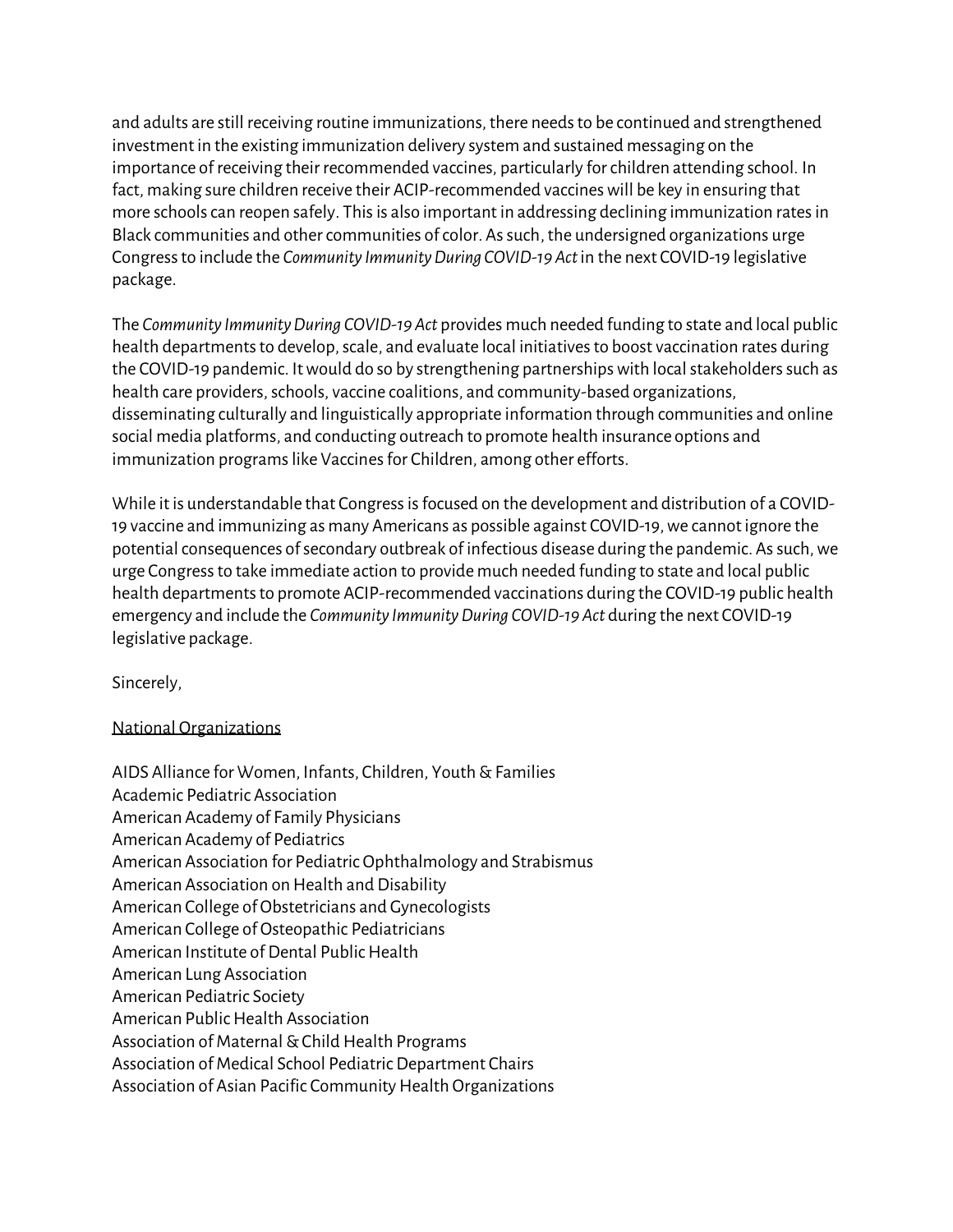and adults are still receiving routine immunizations, there needs to be continued and strengthened investment in the existing immunization delivery system and sustained messaging on the importance of receiving their recommended vaccines, particularly for children attending school. In fact, making sure children receive their ACIP-recommended vaccines will be key in ensuring that more schools can reopen safely. This is also important in addressing declining immunization rates in Black communities and other communities of color. As such, the undersigned organizations urge Congress to include the *Community Immunity During COVID-19 Act* in the next COVID-19 legislative package.

The *Community Immunity During COVID-19 Act* provides much needed funding to state and local public health departments to develop, scale, and evaluate local initiatives to boost vaccination rates during the COVID-19 pandemic. It would do so by strengthening partnerships with local stakeholders such as health care providers, schools, vaccine coalitions, and community-based organizations, disseminating culturally and linguistically appropriate information through communities and online social media platforms, and conducting outreach to promote health insurance options and immunization programs like Vaccines for Children, among other efforts.

While it is understandable that Congress is focused on the development and distribution of a COVID-19 vaccine and immunizing as many Americans as possible against COVID-19, we cannot ignore the potential consequences of secondary outbreak of infectious disease during the pandemic. As such, we urge Congress to take immediate action to provide much needed funding to state and local public health departments to promote ACIP-recommended vaccinations during the COVID-19 public health emergency and include the *Community Immunity During COVID-19 Act* during the next COVID-19 legislative package.

Sincerely,

<u>National Organizations</u>

AIDS Alliance for Women, Infants, Children, Youth & Families
Academic Pediatric Association
American Academy of Family Physicians
American Academy of Pediatrics
American Association for Pediatric Ophthalmology and Strabismus
American Association on Health and Disability
American College of Obstetricians and Gynecologists
American College of Osteopathic Pediatricians
American Institute of Dental Public Health
American Lung Association
American Pediatric Society
American Public Health Association
Association of Maternal & Child Health Programs
Association of Medical School Pediatric Department Chairs
Association of Asian Pacific Community Health Organizations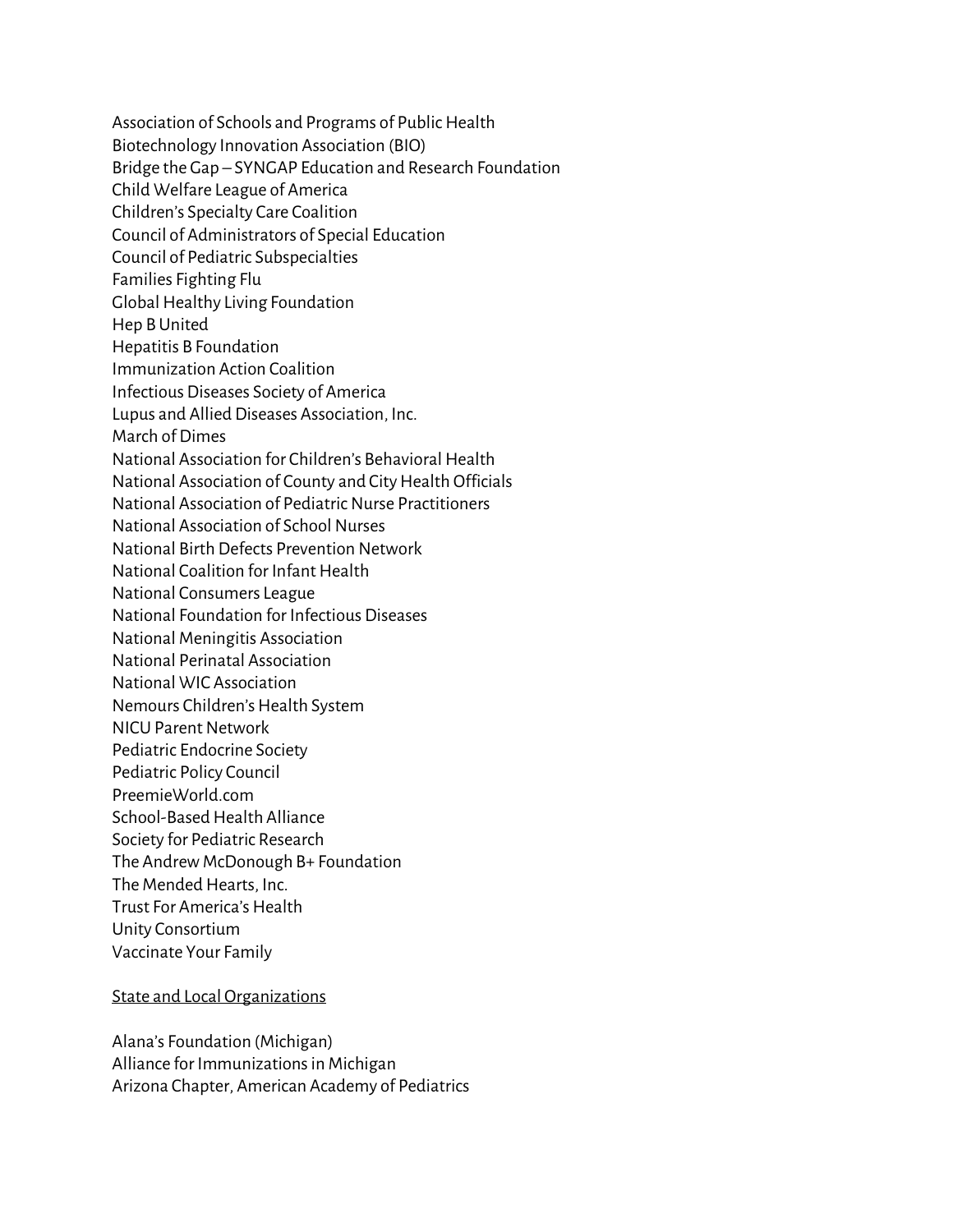Association of Schools and Programs of Public Health
Biotechnology Innovation Association (BIO)
Bridge the Gap – SYNGAP Education and Research Foundation
Child Welfare League of America
Children's Specialty Care Coalition
Council of Administrators of Special Education
Council of Pediatric Subspecialties
Families Fighting Flu
Global Healthy Living Foundation
Hep B United
Hepatitis B Foundation
Immunization Action Coalition
Infectious Diseases Society of America
Lupus and Allied Diseases Association, Inc.
March of Dimes
National Association for Children's Behavioral Health
National Association of County and City Health Officials
National Association of Pediatric Nurse Practitioners
National Association of School Nurses
National Birth Defects Prevention Network
National Coalition for Infant Health
National Consumers League
National Foundation for Infectious Diseases
National Meningitis Association
National Perinatal Association
National WIC Association
Nemours Children's Health System
NICU Parent Network
Pediatric Endocrine Society
Pediatric Policy Council
PreemieWorld.com
School-Based Health Alliance
Society for Pediatric Research
The Andrew McDonough B+ Foundation
The Mended Hearts, Inc.
Trust For America's Health
Unity Consortium
Vaccinate Your Family

State and Local Organizations

Alana's Foundation (Michigan)
Alliance for Immunizations in Michigan
Arizona Chapter, American Academy of Pediatrics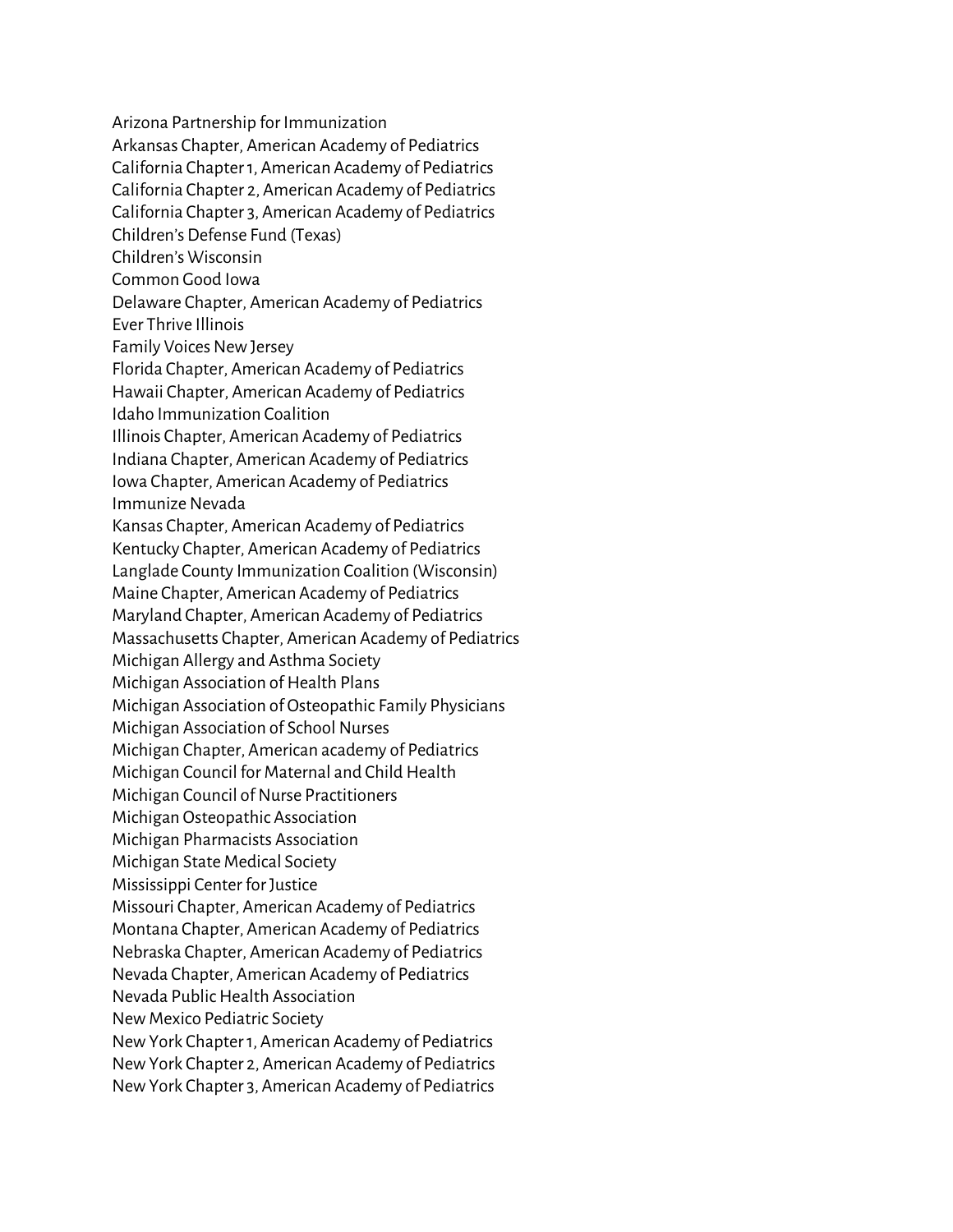Arizona Partnership for Immunization
Arkansas Chapter, American Academy of Pediatrics
California Chapter 1, American Academy of Pediatrics
California Chapter 2, American Academy of Pediatrics
California Chapter 3, American Academy of Pediatrics
Children's Defense Fund (Texas)
Children's Wisconsin
Common Good Iowa
Delaware Chapter, American Academy of Pediatrics
Ever Thrive Illinois
Family Voices New Jersey
Florida Chapter, American Academy of Pediatrics
Hawaii Chapter, American Academy of Pediatrics
Idaho Immunization Coalition
Illinois Chapter, American Academy of Pediatrics
Indiana Chapter, American Academy of Pediatrics
Iowa Chapter, American Academy of Pediatrics
Immunize Nevada
Kansas Chapter, American Academy of Pediatrics
Kentucky Chapter, American Academy of Pediatrics
Langlade County Immunization Coalition (Wisconsin)
Maine Chapter, American Academy of Pediatrics
Maryland Chapter, American Academy of Pediatrics
Massachusetts Chapter, American Academy of Pediatrics
Michigan Allergy and Asthma Society
Michigan Association of Health Plans
Michigan Association of Osteopathic Family Physicians
Michigan Association of School Nurses
Michigan Chapter, American academy of Pediatrics
Michigan Council for Maternal and Child Health
Michigan Council of Nurse Practitioners
Michigan Osteopathic Association
Michigan Pharmacists Association
Michigan State Medical Society
Mississippi Center for Justice
Missouri Chapter, American Academy of Pediatrics
Montana Chapter, American Academy of Pediatrics
Nebraska Chapter, American Academy of Pediatrics
Nevada Chapter, American Academy of Pediatrics
Nevada Public Health Association
New Mexico Pediatric Society
New York Chapter 1, American Academy of Pediatrics
New York Chapter 2, American Academy of Pediatrics
New York Chapter 3, American Academy of Pediatrics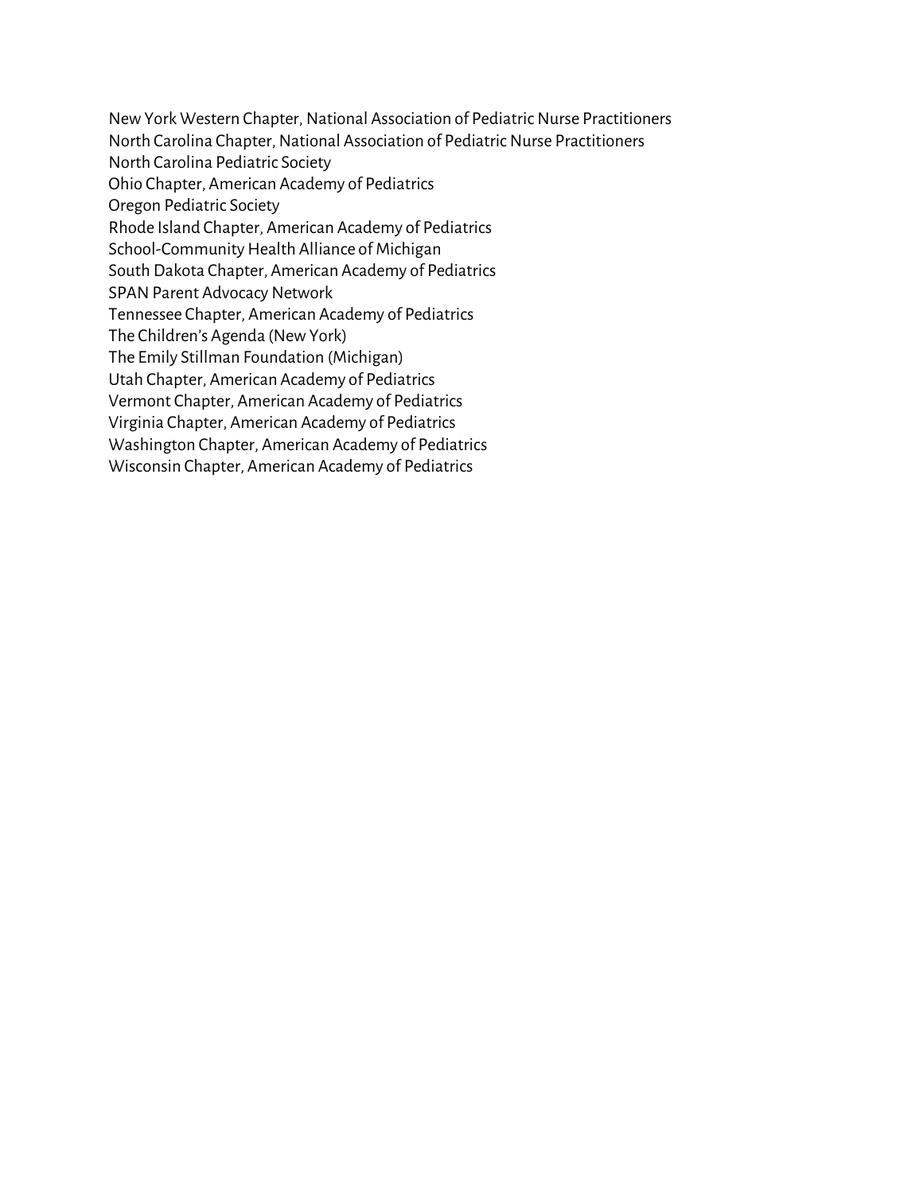New York Western Chapter, National Association of Pediatric Nurse Practitioners
North Carolina Chapter, National Association of Pediatric Nurse Practitioners
North Carolina Pediatric Society
Ohio Chapter, American Academy of Pediatrics
Oregon Pediatric Society
Rhode Island Chapter, American Academy of Pediatrics
School-Community Health Alliance of Michigan
South Dakota Chapter, American Academy of Pediatrics
SPAN Parent Advocacy Network
Tennessee Chapter, American Academy of Pediatrics
The Children's Agenda (New York)
The Emily Stillman Foundation (Michigan)
Utah Chapter, American Academy of Pediatrics
Vermont Chapter, American Academy of Pediatrics
Virginia Chapter, American Academy of Pediatrics
Washington Chapter, American Academy of Pediatrics
Wisconsin Chapter, American Academy of Pediatrics